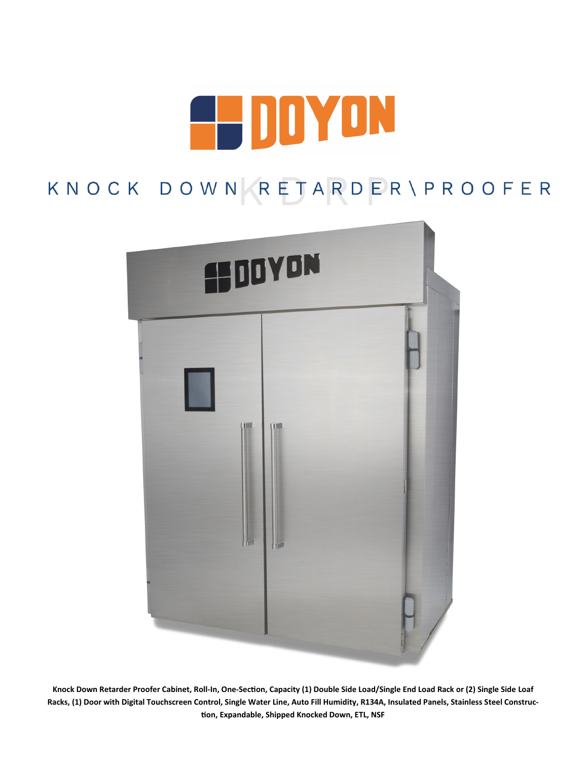# DOYON

## KNOCK DOWN RETARDER\PROOFER

KDRP

**Knock Down Retarder Proofer Cabinet, Roll-In, One-Section, Capacity (1) Double Side Load/Single End Load Rack or (2) Single Side Loaf Racks, (1) Door with Digital Touchscreen Control, Single Water Line, Auto Fill Humidity, R134A, Insulated Panels, Stainless Steel Construction, Expandable, Shipped Knocked Down, ETL, NSF**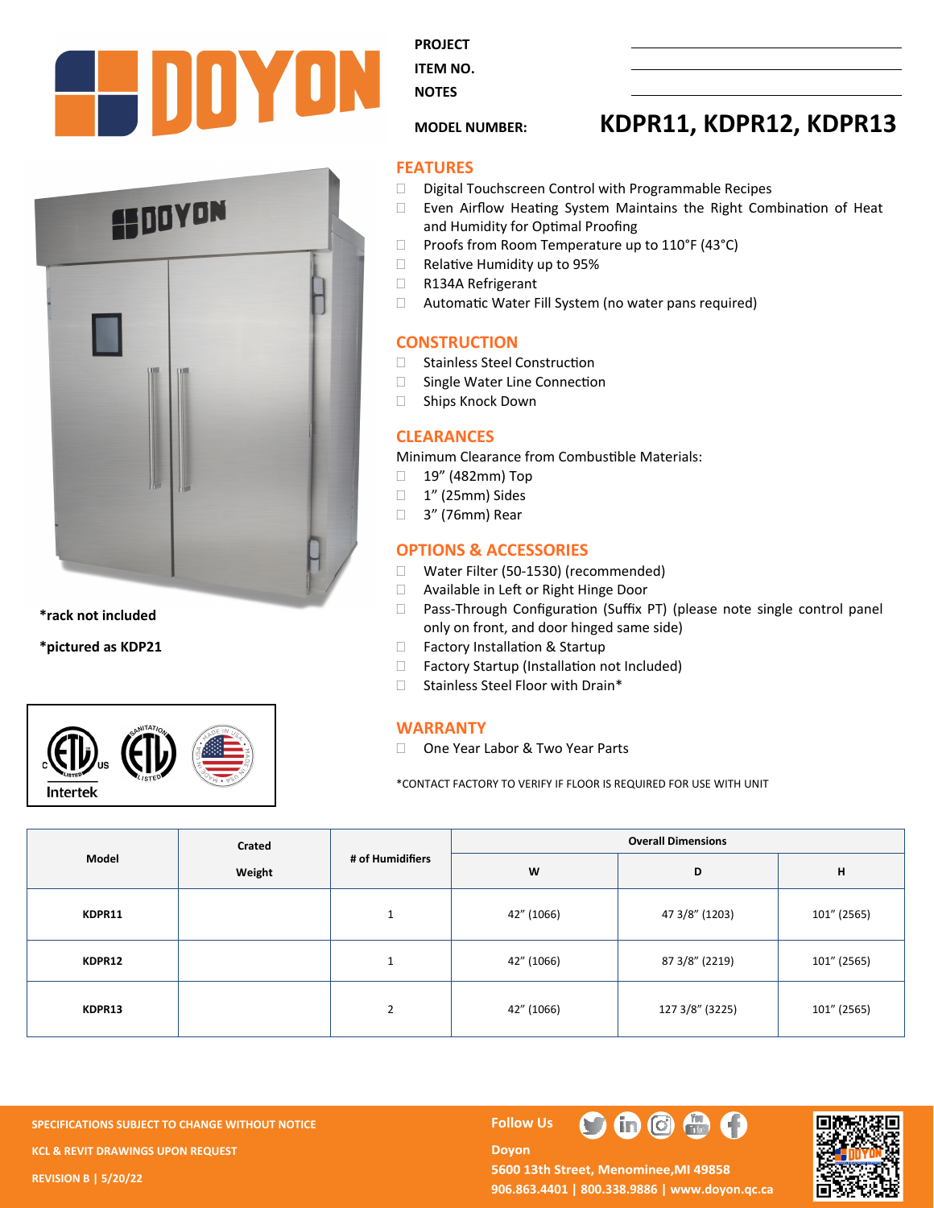DOYON

PROJECT

ITEM NO.

NOTES

**MODEL NUMBER:** **KDPR11, KDPR12, KDPR13**

## FEATURES

- Digital Touchscreen Control with Programmable Recipes
- Even Airflow Heating System Maintains the Right Combination of Heat and Humidity for Optimal Proofing
- Proofs from Room Temperature up to 110°F (43°C)
- Relative Humidity up to 95%
- R134A Refrigerant
- Automatic Water Fill System (no water pans required)

## CONSTRUCTION

- Stainless Steel Construction
- Single Water Line Connection
- Ships Knock Down

## CLEARANCES

Minimum Clearance from Combustible Materials:

- 19" (482mm) Top
- 1" (25mm) Sides
- 3" (76mm) Rear

## OPTIONS & ACCESSORIES

- Water Filter (50-1530) (recommended)
- Available in Left or Right Hinge Door
- Pass-Through Configuration (Suffix PT) (please note single control panel only on front, and door hinged same side)
- Factory Installation & Startup
- Factory Startup (Installation not Included)
- Stainless Steel Floor with Drain*

**\*rack not included**

**\*pictured as KDP21**

## WARRANTY

- One Year Labor & Two Year Parts

*CONTACT FACTORY TO VERIFY IF FLOOR IS REQUIRED FOR USE WITH UNIT

| Model | Crated Weight | # of Humidifiers | Overall Dimensions | | |
|---|---|---|---|---|---|
| | | | W | D | H |
| KDPR11 | | 1 | 42" (1066) | 47 3/8" (1203) | 101" (2565) |
| KDPR12 | | 1 | 42" (1066) | 87 3/8" (2219) | 101" (2565) |
| KDPR13 | | 2 | 42" (1066) | 127 3/8" (3225) | 101" (2565) |

SPECIFICATIONS SUBJECT TO CHANGE WITHOUT NOTICE

KCL & REVIT DRAWINGS UPON REQUEST

REVISION B | 5/20/22

Follow Us

Doyon

5600 13th Street, Menominee,MI 49858

906.863.4401 | 800.338.9886 | www.doyon.qc.ca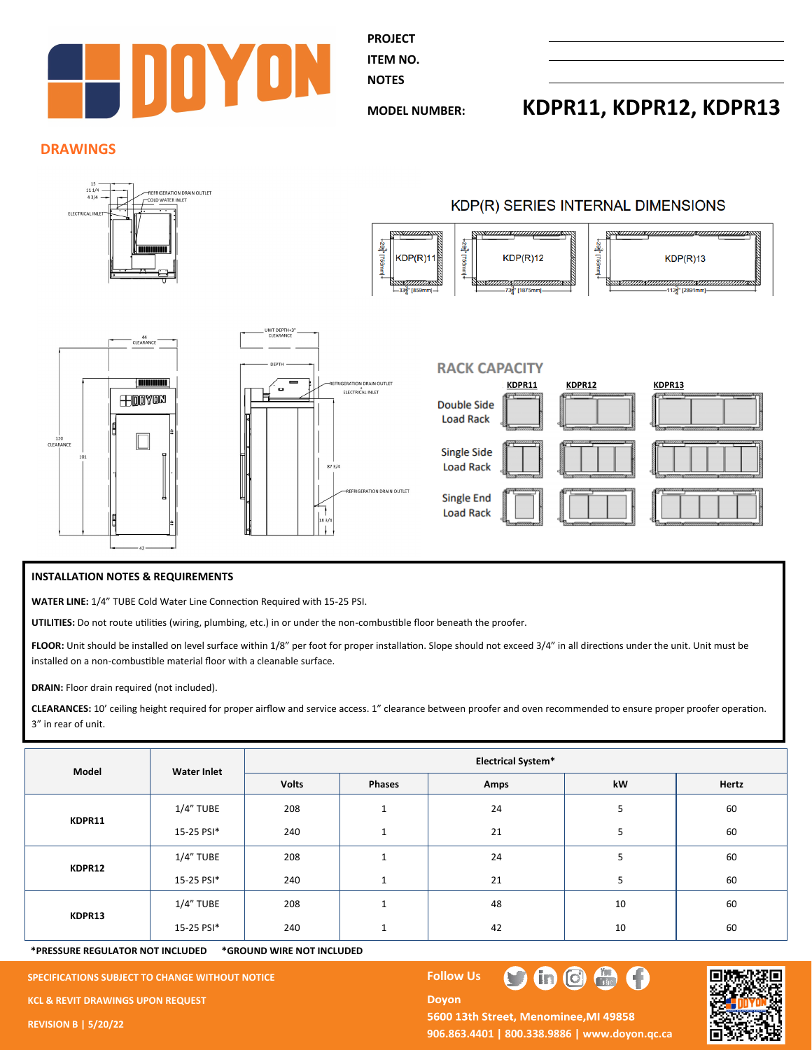DOYON

PROJECT

ITEM NO.

NOTES

MODEL NUMBER: **KDPR11, KDPR12, KDPR13**

## DRAWINGS

15
11 1/4
4 3/4
REFRIGERATION DRAIN OUTLET
COLD WATER INLET
ELECTRICAL INLET

### KDP(R) SERIES INTERNAL DIMENSIONS

KDP(R)11 KDP(R)12 KDP(R)13

28¾ [730mm]
33⅞ [859mm]
73⅞ [1875mm]
113⅞ [2891mm]

44 CLEARANCE
120 CLEARANCE
101
42

UNIT DEPTH+3" CLEARANCE
DEPTH
REFRIGERATION DRAIN OUTLET
ELECTRICAL INLET
87 3/4
REFRIGERATION DRAIN OUTLET
18 3/4

### RACK CAPACITY

KDPR11 KDPR12 KDPR13

Double Side Load Rack

Single Side Load Rack

Single End Load Rack

**INSTALLATION NOTES & REQUIREMENTS**

**WATER LINE:** 1/4" TUBE Cold Water Line Connection Required with 15-25 PSI.

**UTILITIES:** Do not route utilities (wiring, plumbing, etc.) in or under the non-combustible floor beneath the proofer.

**FLOOR:** Unit should be installed on level surface within 1/8" per foot for proper installation. Slope should not exceed 3/4" in all directions under the unit. Unit must be installed on a non-combustible material floor with a cleanable surface.

**DRAIN:** Floor drain required (not included).

**CLEARANCES:** 10' ceiling height required for proper airflow and service access. 1" clearance between proofer and oven recommended to ensure proper proofer operation. 3" in rear of unit.

| Model | Water Inlet | Electrical System* | | | | |
|---|---|---|---|---|---|---|
| | | Volts | Phases | Amps | kW | Hertz |
| KDPR11 | 1/4" TUBE | 208 | 1 | 24 | 5 | 60 |
| | 15-25 PSI* | 240 | 1 | 21 | 5 | 60 |
| KDPR12 | 1/4" TUBE | 208 | 1 | 24 | 5 | 60 |
| | 15-25 PSI* | 240 | 1 | 21 | 5 | 60 |
| KDPR13 | 1/4" TUBE | 208 | 1 | 48 | 10 | 60 |
| | 15-25 PSI* | 240 | 1 | 42 | 10 | 60 |

**\*PRESSURE REGULATOR NOT INCLUDED   \*GROUND WIRE NOT INCLUDED**

SPECIFICATIONS SUBJECT TO CHANGE WITHOUT NOTICE

KCL & REVIT DRAWINGS UPON REQUEST

REVISION B | 5/20/22

Follow Us

Doyon
5600 13th Street, Menominee,MI 49858
906.863.4401 | 800.338.9886 | www.doyon.qc.ca